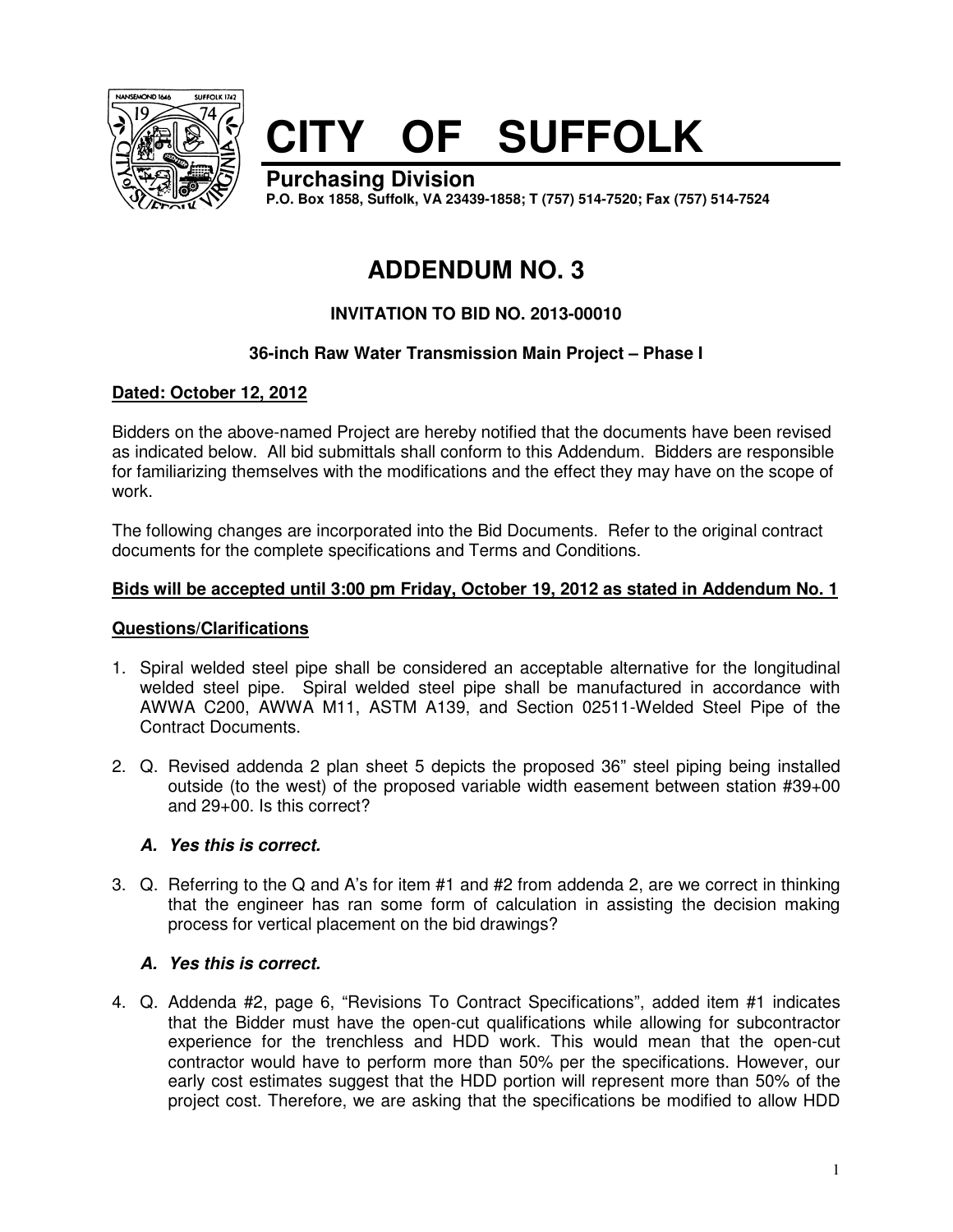# CITY OF SUFFOLK

**Purchasing Division**

**P.O. Box 1858, Suffolk, VA 23439-1858; T (757) 514-7520; Fax (757) 514-7524**

# ADDENDUM NO. 3

### INVITATION TO BID NO. 2013-00010

### 36-inch Raw Water Transmission Main Project – Phase I

**Dated: October 12, 2012**

Bidders on the above-named Project are hereby notified that the documents have been revised as indicated below. All bid submittals shall conform to this Addendum. Bidders are responsible for familiarizing themselves with the modifications and the effect they may have on the scope of work.

The following changes are incorporated into the Bid Documents. Refer to the original contract documents for the complete specifications and Terms and Conditions.

**Bids will be accepted until 3:00 pm Friday, October 19, 2012 as stated in Addendum No. 1**

**Questions/Clarifications**

1. Spiral welded steel pipe shall be considered an acceptable alternative for the longitudinal welded steel pipe. Spiral welded steel pipe shall be manufactured in accordance with AWWA C200, AWWA M11, ASTM A139, and Section 02511-Welded Steel Pipe of the Contract Documents.

2. Q. Revised addenda 2 plan sheet 5 depicts the proposed 36" steel piping being installed outside (to the west) of the proposed variable width easement between station #39+00 and 29+00. Is this correct?

   ***A. Yes this is correct.***

3. Q. Referring to the Q and A's for item #1 and #2 from addenda 2, are we correct in thinking that the engineer has ran some form of calculation in assisting the decision making process for vertical placement on the bid drawings?

   ***A. Yes this is correct.***

4. Q. Addenda #2, page 6, "Revisions To Contract Specifications", added item #1 indicates that the Bidder must have the open-cut qualifications while allowing for subcontractor experience for the trenchless and HDD work. This would mean that the open-cut contractor would have to perform more than 50% per the specifications. However, our early cost estimates suggest that the HDD portion will represent more than 50% of the project cost. Therefore, we are asking that the specifications be modified to allow HDD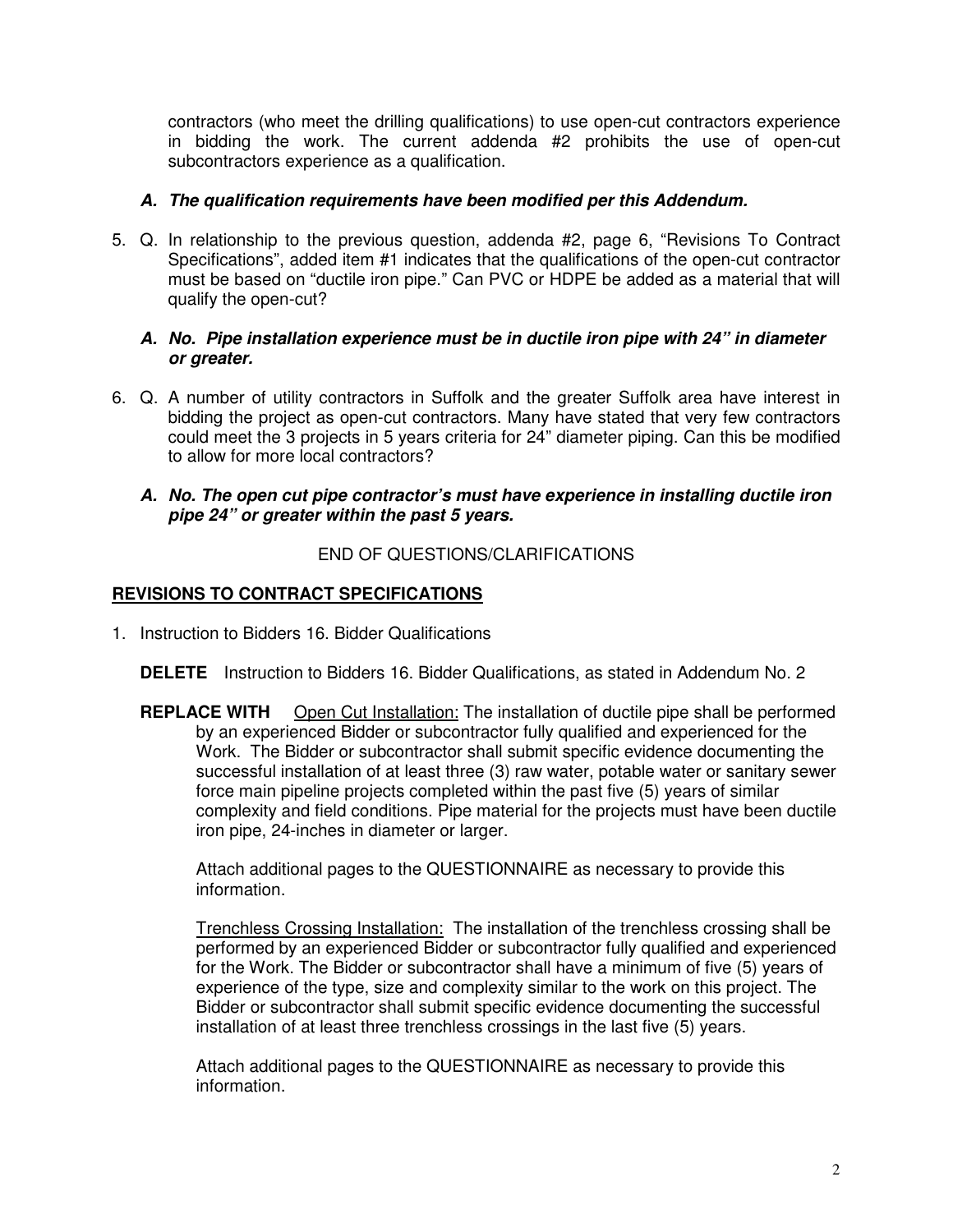contractors (who meet the drilling qualifications) to use open-cut contractors experience in bidding the work. The current addenda #2 prohibits the use of open-cut subcontractors experience as a qualification.

***A. The qualification requirements have been modified per this Addendum.***

5. Q. In relationship to the previous question, addenda #2, page 6, "Revisions To Contract Specifications", added item #1 indicates that the qualifications of the open-cut contractor must be based on "ductile iron pipe." Can PVC or HDPE be added as a material that will qualify the open-cut?

   ***A. No. Pipe installation experience must be in ductile iron pipe with 24" in diameter or greater.***

6. Q. A number of utility contractors in Suffolk and the greater Suffolk area have interest in bidding the project as open-cut contractors. Many have stated that very few contractors could meet the 3 projects in 5 years criteria for 24" diameter piping. Can this be modified to allow for more local contractors?

   ***A. No. The open cut pipe contractor's must have experience in installing ductile iron pipe 24" or greater within the past 5 years.***

END OF QUESTIONS/CLARIFICATIONS

## REVISIONS TO CONTRACT SPECIFICATIONS

1. Instruction to Bidders 16. Bidder Qualifications

   **DELETE** Instruction to Bidders 16. Bidder Qualifications, as stated in Addendum No. 2

   **REPLACE WITH** Open Cut Installation: The installation of ductile pipe shall be performed by an experienced Bidder or subcontractor fully qualified and experienced for the Work. The Bidder or subcontractor shall submit specific evidence documenting the successful installation of at least three (3) raw water, potable water or sanitary sewer force main pipeline projects completed within the past five (5) years of similar complexity and field conditions. Pipe material for the projects must have been ductile iron pipe, 24-inches in diameter or larger.

   Attach additional pages to the QUESTIONNAIRE as necessary to provide this information.

   Trenchless Crossing Installation: The installation of the trenchless crossing shall be performed by an experienced Bidder or subcontractor fully qualified and experienced for the Work. The Bidder or subcontractor shall have a minimum of five (5) years of experience of the type, size and complexity similar to the work on this project. The Bidder or subcontractor shall submit specific evidence documenting the successful installation of at least three trenchless crossings in the last five (5) years.

   Attach additional pages to the QUESTIONNAIRE as necessary to provide this information.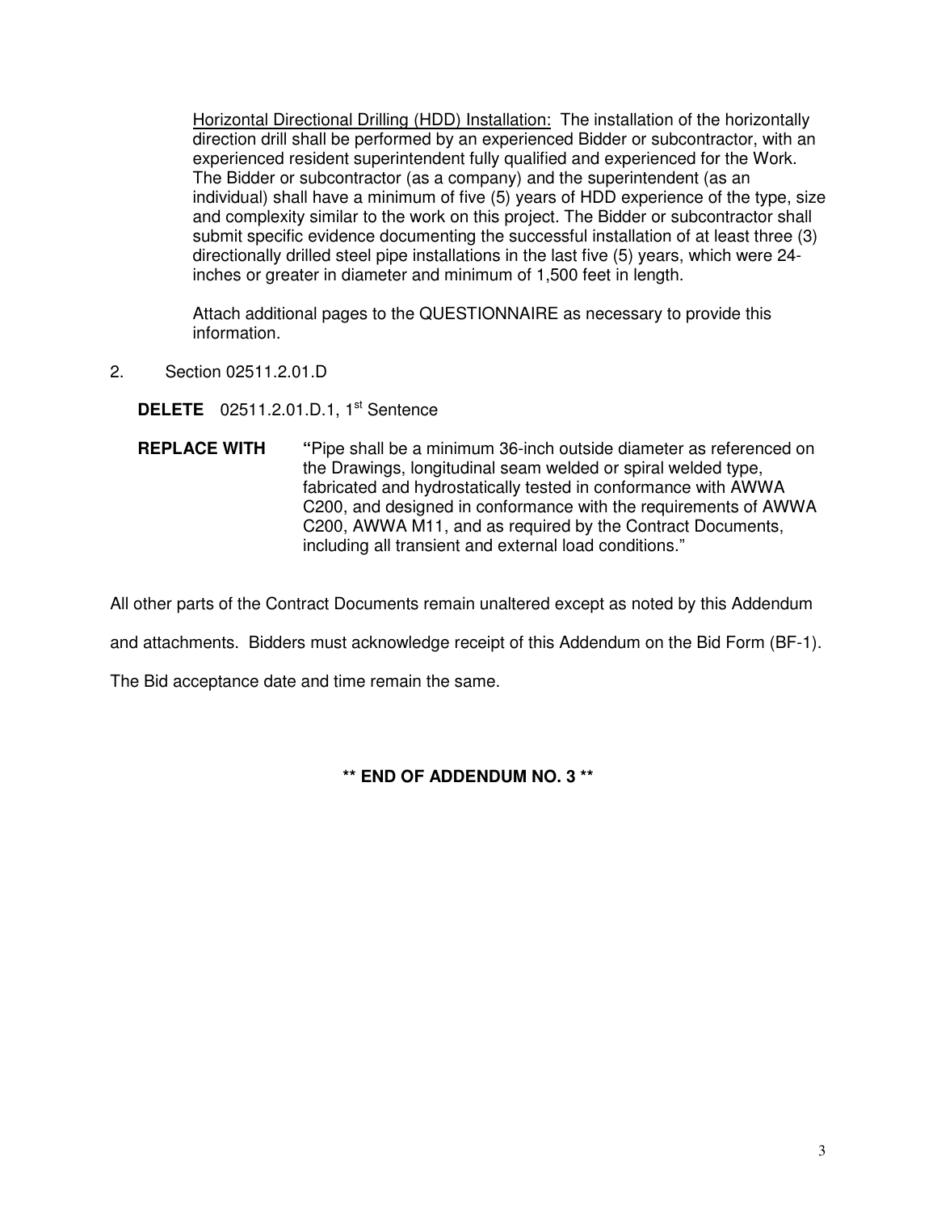Horizontal Directional Drilling (HDD) Installation: The installation of the horizontally direction drill shall be performed by an experienced Bidder or subcontractor, with an experienced resident superintendent fully qualified and experienced for the Work. The Bidder or subcontractor (as a company) and the superintendent (as an individual) shall have a minimum of five (5) years of HDD experience of the type, size and complexity similar to the work on this project. The Bidder or subcontractor shall submit specific evidence documenting the successful installation of at least three (3) directionally drilled steel pipe installations in the last five (5) years, which were 24-inches or greater in diameter and minimum of 1,500 feet in length.

Attach additional pages to the QUESTIONNAIRE as necessary to provide this information.

2. Section 02511.2.01.D

**DELETE** 02511.2.01.D.1, 1st Sentence

**REPLACE WITH** "Pipe shall be a minimum 36-inch outside diameter as referenced on the Drawings, longitudinal seam welded or spiral welded type, fabricated and hydrostatically tested in conformance with AWWA C200, and designed in conformance with the requirements of AWWA C200, AWWA M11, and as required by the Contract Documents, including all transient and external load conditions."

All other parts of the Contract Documents remain unaltered except as noted by this Addendum and attachments. Bidders must acknowledge receipt of this Addendum on the Bid Form (BF-1). The Bid acceptance date and time remain the same.

**\*\* END OF ADDENDUM NO. 3 \*\***